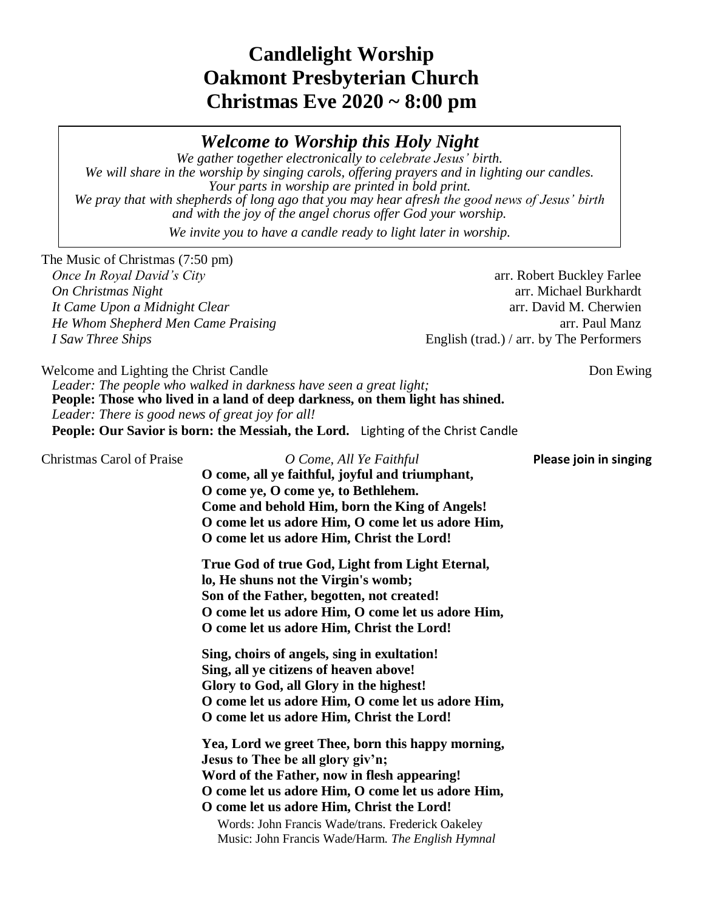# Candlelight Worship
# Oakmont Presbyterian Church
# Christmas Eve 2020 ~ 8:00 pm

## *Welcome to Worship this Holy Night*

*We gather together electronically to celebrate Jesus' birth.*
*We will share in the worship by singing carols, offering prayers and in lighting our candles.*
*Your parts in worship are printed in bold print.*
*We pray that with shepherds of long ago that you may hear afresh the good news of Jesus' birth and with the joy of the angel chorus offer God your worship.*

*We invite you to have a candle ready to light later in worship.*

The Music of Christmas (7:50 pm)

*Once In Royal David's City* — arr. Robert Buckley Farlee
*On Christmas Night* — arr. Michael Burkhardt
*It Came Upon a Midnight Clear* — arr. David M. Cherwien
*He Whom Shepherd Men Came Praising* — arr. Paul Manz
*I Saw Three Ships* — English (trad.) / arr. by The Performers

Welcome and Lighting the Christ Candle — Don Ewing

*Leader: The people who walked in darkness have seen a great light;*
**People: Those who lived in a land of deep darkness, on them light has shined.**
*Leader: There is good news of great joy for all!*
**People: Our Savior is born: the Messiah, the Lord.** Lighting of the Christ Candle

Christmas Carol of Praise — *O Come, All Ye Faithful* — **Please join in singing**

**O come, all ye faithful, joyful and triumphant,**
**O come ye, O come ye, to Bethlehem.**
**Come and behold Him, born the King of Angels!**
**O come let us adore Him, O come let us adore Him,**
**O come let us adore Him, Christ the Lord!**

**True God of true God, Light from Light Eternal,**
**lo, He shuns not the Virgin's womb;**
**Son of the Father, begotten, not created!**
**O come let us adore Him, O come let us adore Him,**
**O come let us adore Him, Christ the Lord!**

**Sing, choirs of angels, sing in exultation!**
**Sing, all ye citizens of heaven above!**
**Glory to God, all Glory in the highest!**
**O come let us adore Him, O come let us adore Him,**
**O come let us adore Him, Christ the Lord!**

**Yea, Lord we greet Thee, born this happy morning,**
**Jesus to Thee be all glory giv'n;**
**Word of the Father, now in flesh appearing!**
**O come let us adore Him, O come let us adore Him,**
**O come let us adore Him, Christ the Lord!**

Words: John Francis Wade/trans. Frederick Oakeley
Music: John Francis Wade/Harm. *The English Hymnal*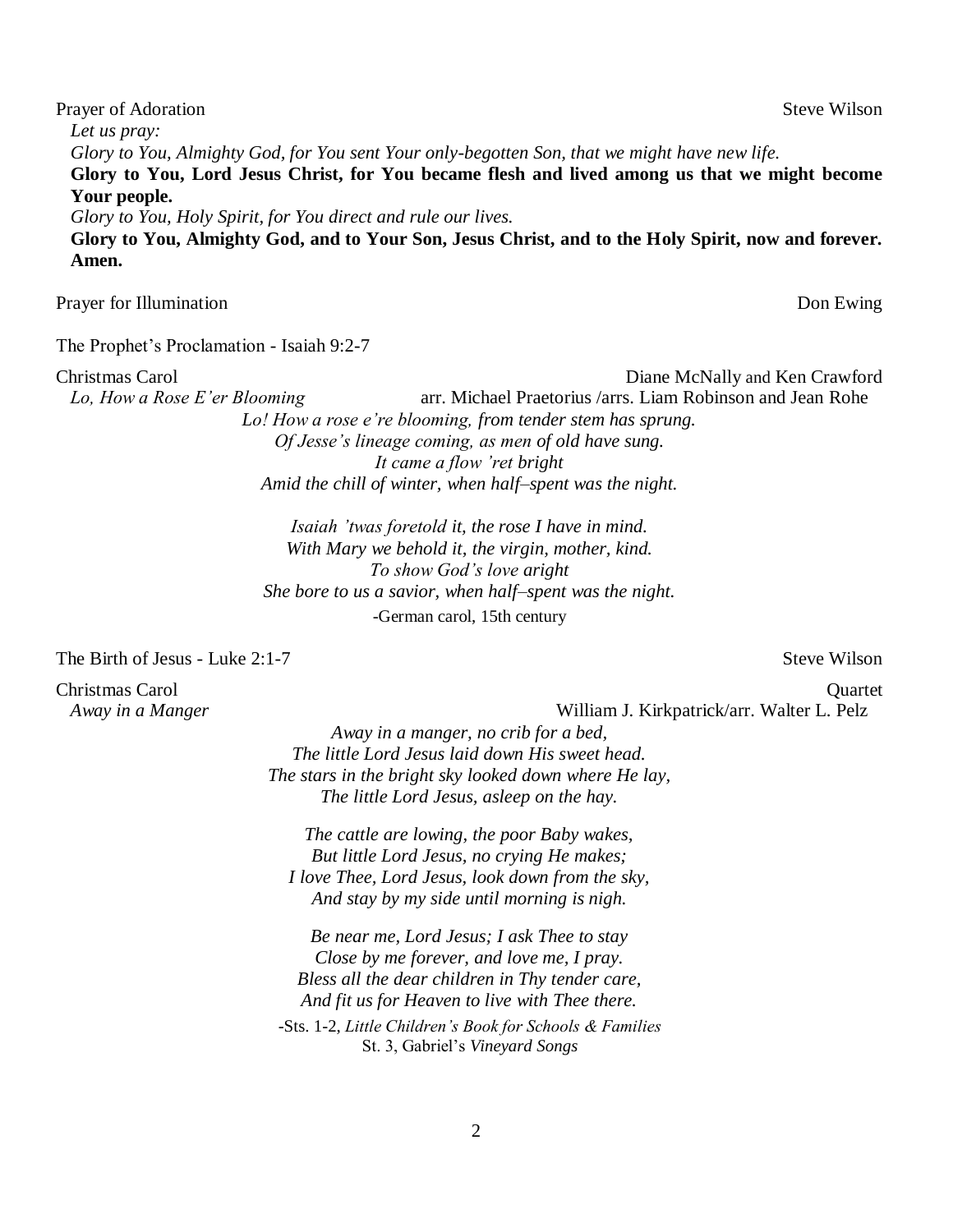Prayer of Adoration — Steve Wilson

*Let us pray:*

*Glory to You, Almighty God, for You sent Your only-begotten Son, that we might have new life.*

**Glory to You, Lord Jesus Christ, for You became flesh and lived among us that we might become Your people.**

*Glory to You, Holy Spirit, for You direct and rule our lives.*

**Glory to You, Almighty God, and to Your Son, Jesus Christ, and to the Holy Spirit, now and forever. Amen.**

Prayer for Illumination — Don Ewing

The Prophet's Proclamation - Isaiah 9:2-7

Christmas Carol — Diane McNally and Ken Crawford

*Lo, How a Rose E'er Blooming* — arr. Michael Praetorius /arrs. Liam Robinson and Jean Rohe

*Lo! How a rose e're blooming, from tender stem has sprung.*
*Of Jesse's lineage coming, as men of old have sung.*
*It came a flow 'ret bright*
*Amid the chill of winter, when half–spent was the night.*

*Isaiah 'twas foretold it, the rose I have in mind.*
*With Mary we behold it, the virgin, mother, kind.*
*To show God's love aright*
*She bore to us a savior, when half–spent was the night.*

-German carol, 15th century

The Birth of Jesus - Luke 2:1-7 — Steve Wilson

Christmas Carol — Quartet

*Away in a Manger* — William J. Kirkpatrick/arr. Walter L. Pelz

*Away in a manger, no crib for a bed,*
*The little Lord Jesus laid down His sweet head.*
*The stars in the bright sky looked down where He lay,*
*The little Lord Jesus, asleep on the hay.*

*The cattle are lowing, the poor Baby wakes,*
*But little Lord Jesus, no crying He makes;*
*I love Thee, Lord Jesus, look down from the sky,*
*And stay by my side until morning is nigh.*

*Be near me, Lord Jesus; I ask Thee to stay*
*Close by me forever, and love me, I pray.*
*Bless all the dear children in Thy tender care,*
*And fit us for Heaven to live with Thee there.*

-Sts. 1-2, *Little Children's Book for Schools & Families*
St. 3, Gabriel's *Vineyard Songs*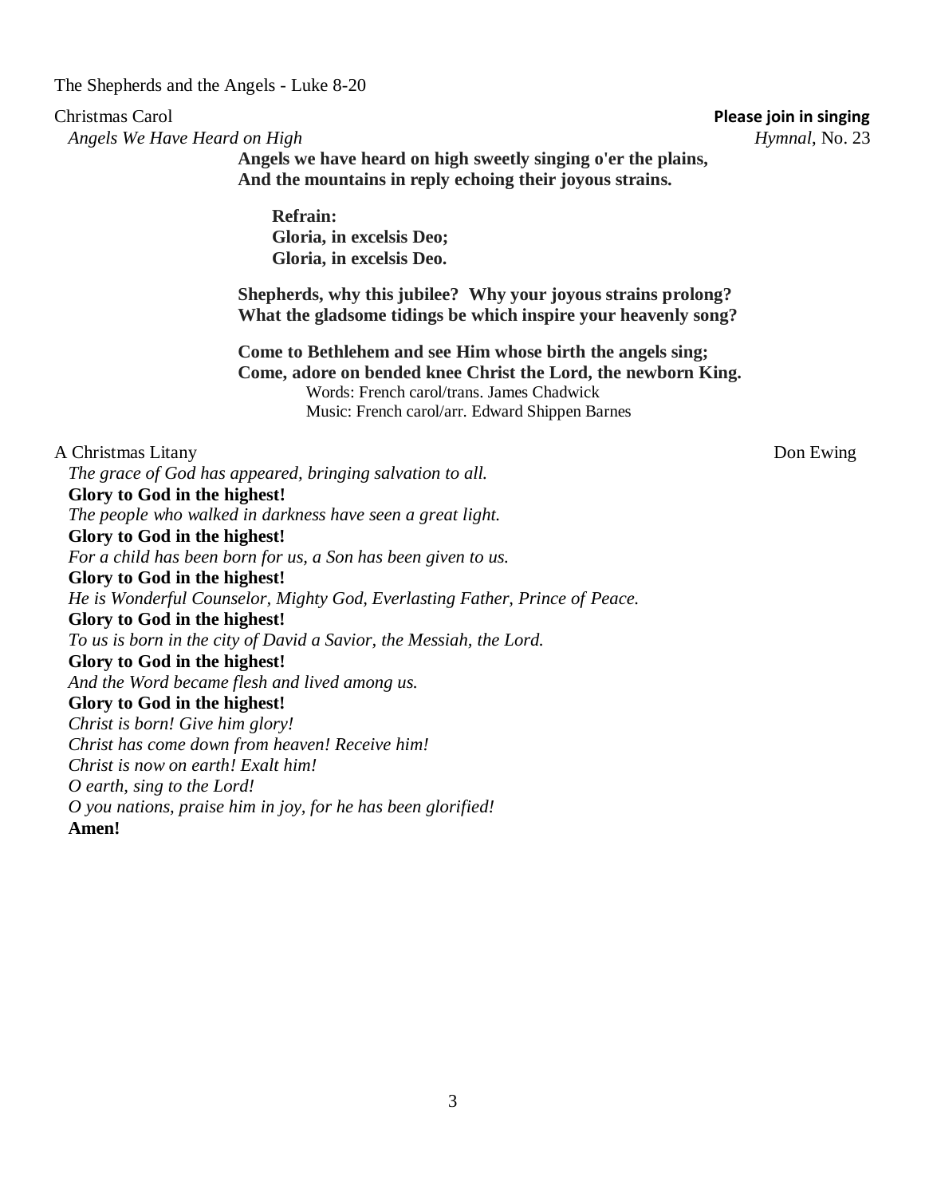The Shepherds and the Angels - Luke 8-20

Christmas Carol **Please join in singing**
*Angels We Have Heard on High* *Hymnal*, No. 23

**Angels we have heard on high sweetly singing o'er the plains,**
**And the mountains in reply echoing their joyous strains.**

**Refrain:**
**Gloria, in excelsis Deo;**
**Gloria, in excelsis Deo.**

**Shepherds, why this jubilee? Why your joyous strains prolong?**
**What the gladsome tidings be which inspire your heavenly song?**

**Come to Bethlehem and see Him whose birth the angels sing;**
**Come, adore on bended knee Christ the Lord, the newborn King.**

Words: French carol/trans. James Chadwick
Music: French carol/arr. Edward Shippen Barnes

A Christmas Litany Don Ewing

*The grace of God has appeared, bringing salvation to all.*
**Glory to God in the highest!**
*The people who walked in darkness have seen a great light.*
**Glory to God in the highest!**
*For a child has been born for us, a Son has been given to us.*
**Glory to God in the highest!**
*He is Wonderful Counselor, Mighty God, Everlasting Father, Prince of Peace.*
**Glory to God in the highest!**
*To us is born in the city of David a Savior, the Messiah, the Lord.*
**Glory to God in the highest!**
*And the Word became flesh and lived among us.*
**Glory to God in the highest!**
*Christ is born! Give him glory!*
*Christ has come down from heaven! Receive him!*
*Christ is now on earth! Exalt him!*
*O earth, sing to the Lord!*
*O you nations, praise him in joy, for he has been glorified!*
**Amen!**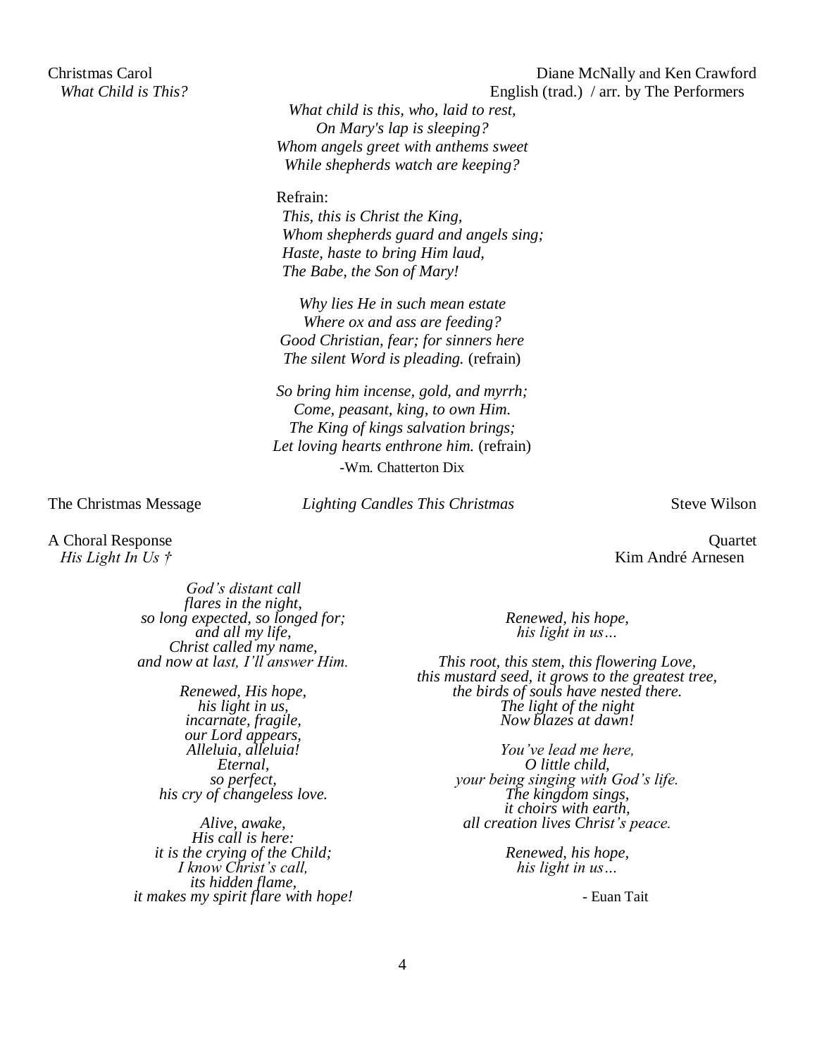Christmas Carol — Diane McNally and Ken Crawford

*What Child is This?* — English (trad.) / arr. by The Performers

*What child is this, who, laid to rest,*
*On Mary's lap is sleeping?*
*Whom angels greet with anthems sweet*
*While shepherds watch are keeping?*

Refrain:
*This, this is Christ the King,*
*Whom shepherds guard and angels sing;*
*Haste, haste to bring Him laud,*
*The Babe, the Son of Mary!*

*Why lies He in such mean estate*
*Where ox and ass are feeding?*
*Good Christian, fear; for sinners here*
*The silent Word is pleading.* (refrain)

*So bring him incense, gold, and myrrh;*
*Come, peasant, king, to own Him.*
*The King of kings salvation brings;*
*Let loving hearts enthrone him.* (refrain)

-Wm. Chatterton Dix

The Christmas Message — *Lighting Candles This Christmas* — Steve Wilson

A Choral Response — Quartet

*His Light In Us †* — Kim André Arnesen

*God's distant call*
*flares in the night,*
*so long expected, so longed for;*
*and all my life,*
*Christ called my name,*
*and now at last, I'll answer Him.*

*Renewed, His hope,*
*his light in us,*
*incarnate, fragile,*
*our Lord appears,*
*Alleluia, alleluia!*
*Eternal,*
*so perfect,*
*his cry of changeless love.*

*Alive, awake,*
*His call is here:*
*it is the crying of the Child;*
*I know Christ's call,*
*its hidden flame,*
*it makes my spirit flare with hope!*

*Renewed, his hope,*
*his light in us…*

*This root, this stem, this flowering Love,*
*this mustard seed, it grows to the greatest tree,*
*the birds of souls have nested there.*
*The light of the night*
*Now blazes at dawn!*

*You've lead me here,*
*O little child,*
*your being singing with God's life.*
*The kingdom sings,*
*it choirs with earth,*
*all creation lives Christ's peace.*

*Renewed, his hope,*
*his light in us…*

- Euan Tait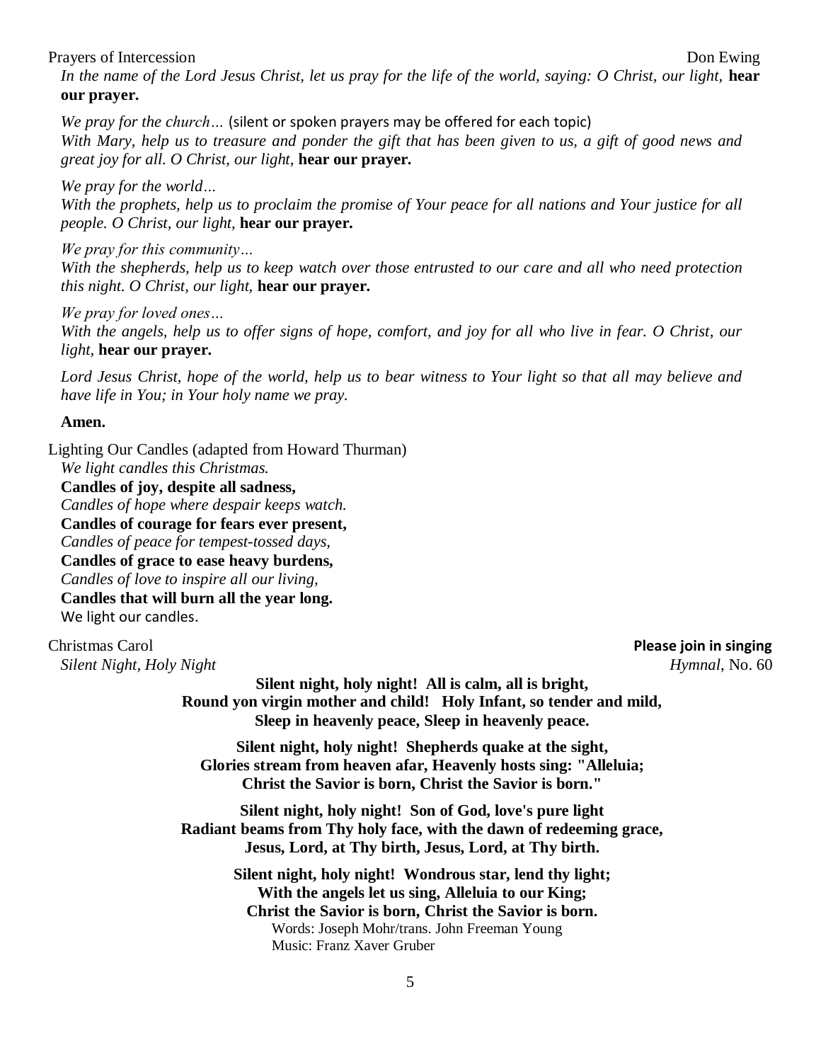Prayers of Intercession Don Ewing

*In the name of the Lord Jesus Christ, let us pray for the life of the world, saying: O Christ, our light,* **hear our prayer.**

*We pray for the church…* (silent or spoken prayers may be offered for each topic)

*With Mary, help us to treasure and ponder the gift that has been given to us, a gift of good news and great joy for all. O Christ, our light,* **hear our prayer.**

*We pray for the world…*

*With the prophets, help us to proclaim the promise of Your peace for all nations and Your justice for all people. O Christ, our light,* **hear our prayer.**

*We pray for this community…*

*With the shepherds, help us to keep watch over those entrusted to our care and all who need protection this night. O Christ, our light,* **hear our prayer.**

*We pray for loved ones…*

*With the angels, help us to offer signs of hope, comfort, and joy for all who live in fear. O Christ, our light,* **hear our prayer.**

*Lord Jesus Christ, hope of the world, help us to bear witness to Your light so that all may believe and have life in You; in Your holy name we pray.*

**Amen.**

Lighting Our Candles (adapted from Howard Thurman)

*We light candles this Christmas.*
**Candles of joy, despite all sadness,**
*Candles of hope where despair keeps watch.*
**Candles of courage for fears ever present,**
*Candles of peace for tempest-tossed days,*
**Candles of grace to ease heavy burdens,**
*Candles of love to inspire all our living,*
**Candles that will burn all the year long.**
We light our candles.

Christmas Carol **Please join in singing**

*Silent Night, Holy Night* *Hymnal*, No. 60

**Silent night, holy night! All is calm, all is bright,**
**Round yon virgin mother and child! Holy Infant, so tender and mild,**
**Sleep in heavenly peace, Sleep in heavenly peace.**

**Silent night, holy night! Shepherds quake at the sight,**
**Glories stream from heaven afar, Heavenly hosts sing: "Alleluia;**
**Christ the Savior is born, Christ the Savior is born."**

**Silent night, holy night! Son of God, love's pure light**
**Radiant beams from Thy holy face, with the dawn of redeeming grace,**
**Jesus, Lord, at Thy birth, Jesus, Lord, at Thy birth.**

**Silent night, holy night! Wondrous star, lend thy light;**
**With the angels let us sing, Alleluia to our King;**
**Christ the Savior is born, Christ the Savior is born.**

Words: Joseph Mohr/trans. John Freeman Young
Music: Franz Xaver Gruber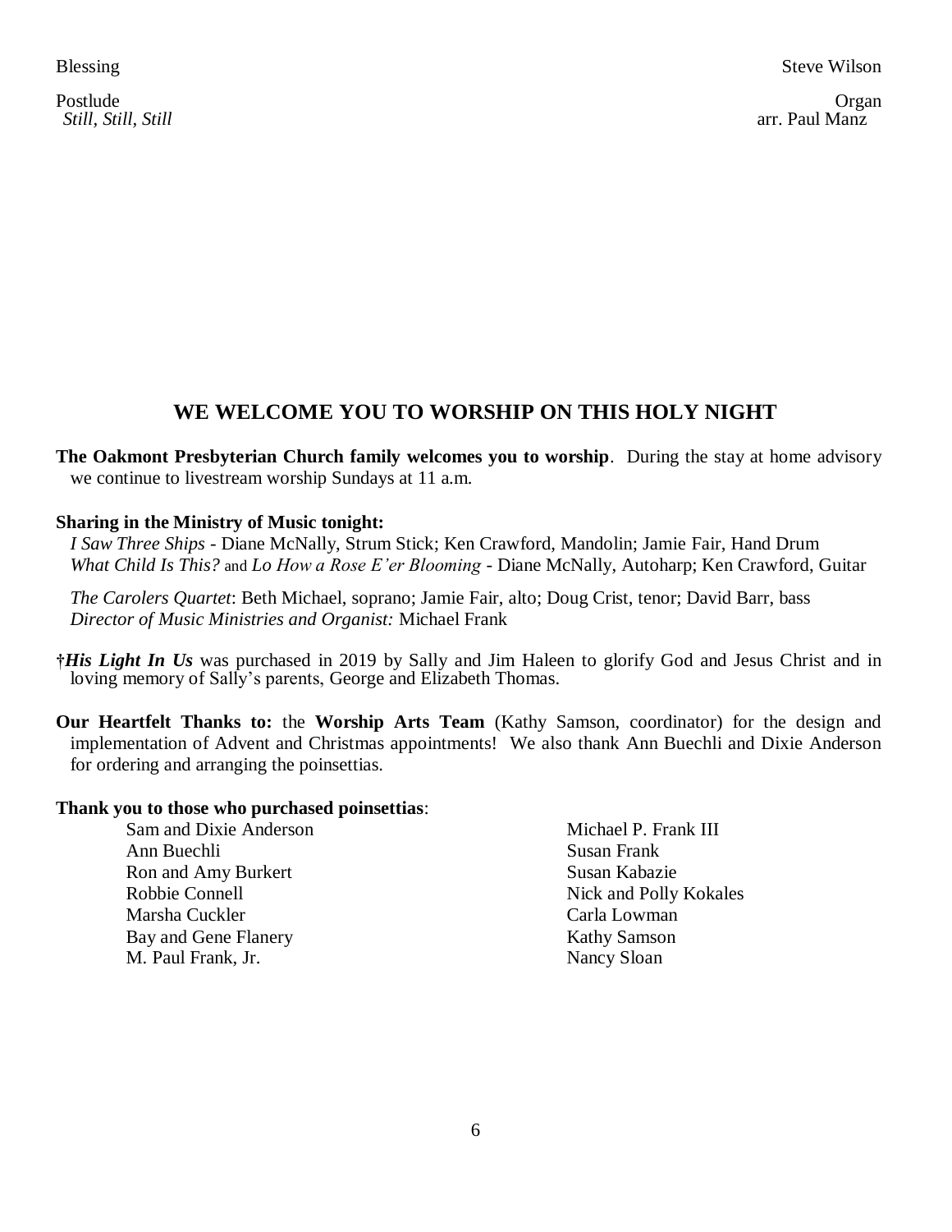Blessing Steve Wilson

Postlude Organ
*Still, Still, Still* arr. Paul Manz

## WE WELCOME YOU TO WORSHIP ON THIS HOLY NIGHT

**The Oakmont Presbyterian Church family welcomes you to worship**. During the stay at home advisory we continue to livestream worship Sundays at 11 a.m.

**Sharing in the Ministry of Music tonight:**

*I Saw Three Ships* - Diane McNally, Strum Stick; Ken Crawford, Mandolin; Jamie Fair, Hand Drum
*What Child Is This?* and *Lo How a Rose E'er Blooming* - Diane McNally, Autoharp; Ken Crawford, Guitar

*The Carolers Quartet*: Beth Michael, soprano; Jamie Fair, alto; Doug Crist, tenor; David Barr, bass
*Director of Music Ministries and Organist:* Michael Frank

†***His Light In Us*** was purchased in 2019 by Sally and Jim Haleen to glorify God and Jesus Christ and in loving memory of Sally's parents, George and Elizabeth Thomas.

**Our Heartfelt Thanks to:** the **Worship Arts Team** (Kathy Samson, coordinator) for the design and implementation of Advent and Christmas appointments! We also thank Ann Buechli and Dixie Anderson for ordering and arranging the poinsettias.

**Thank you to those who purchased poinsettias**:

Sam and Dixie Anderson
Ann Buechli
Ron and Amy Burkert
Robbie Connell
Marsha Cuckler
Bay and Gene Flanery
M. Paul Frank, Jr.
Michael P. Frank III
Susan Frank
Susan Kabazie
Nick and Polly Kokales
Carla Lowman
Kathy Samson
Nancy Sloan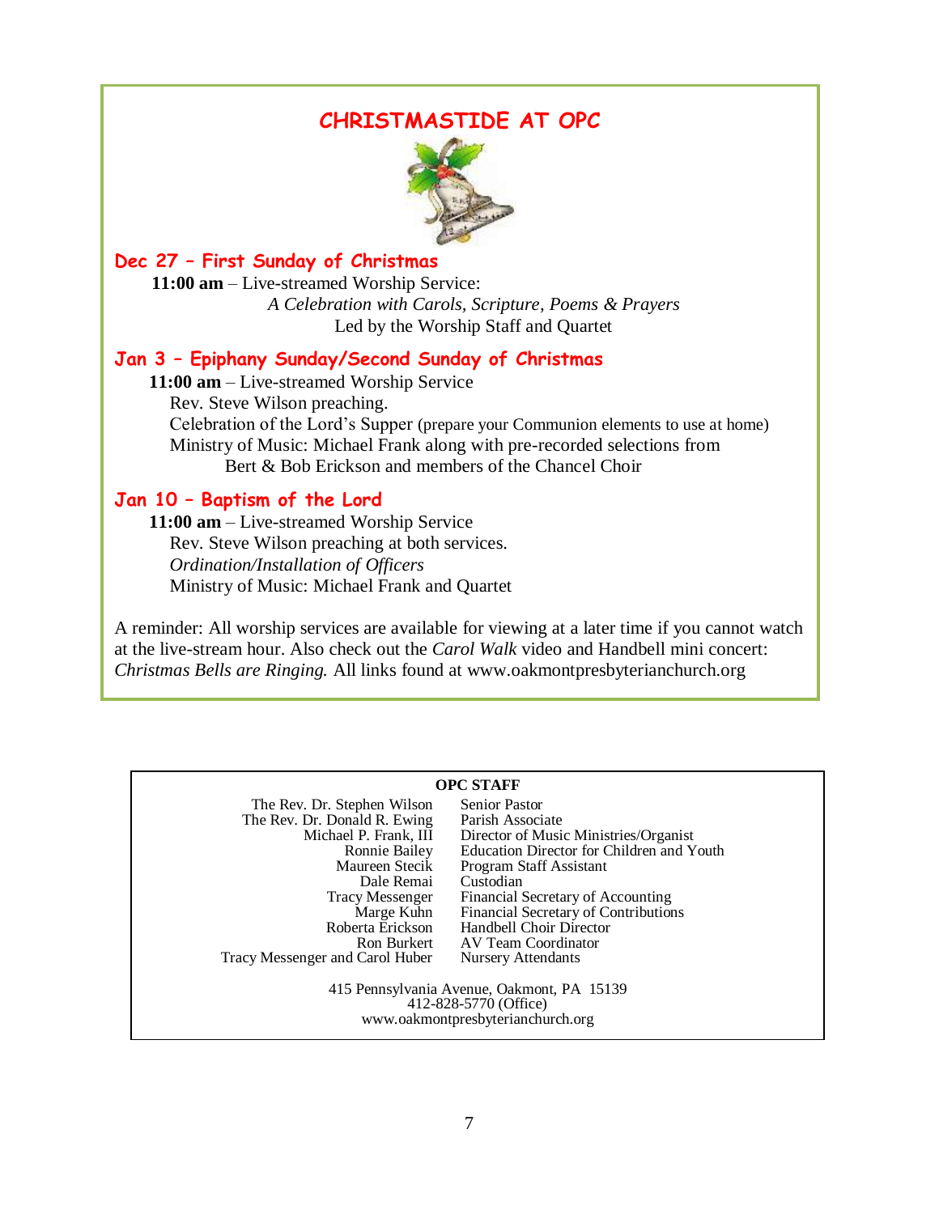# CHRISTMASTIDE AT OPC

## Dec 27 – First Sunday of Christmas

**11:00 am** – Live-streamed Worship Service:
*A Celebration with Carols, Scripture, Poems & Prayers*
Led by the Worship Staff and Quartet

## Jan 3 – Epiphany Sunday/Second Sunday of Christmas

**11:00 am** – Live-streamed Worship Service
Rev. Steve Wilson preaching.
Celebration of the Lord's Supper (prepare your Communion elements to use at home)
Ministry of Music: Michael Frank along with pre-recorded selections from Bert & Bob Erickson and members of the Chancel Choir

## Jan 10 – Baptism of the Lord

**11:00 am** – Live-streamed Worship Service
Rev. Steve Wilson preaching at both services.
*Ordination/Installation of Officers*
Ministry of Music: Michael Frank and Quartet

A reminder: All worship services are available for viewing at a later time if you cannot watch at the live-stream hour. Also check out the *Carol Walk* video and Handbell mini concert: *Christmas Bells are Ringing.* All links found at www.oakmontpresbyterianchurch.org

**OPC STAFF**

| | |
|---|---|
| The Rev. Dr. Stephen Wilson | Senior Pastor |
| The Rev. Dr. Donald R. Ewing | Parish Associate |
| Michael P. Frank, III | Director of Music Ministries/Organist |
| Ronnie Bailey | Education Director for Children and Youth |
| Maureen Stecik | Program Staff Assistant |
| Dale Remai | Custodian |
| Tracy Messenger | Financial Secretary of Accounting |
| Marge Kuhn | Financial Secretary of Contributions |
| Roberta Erickson | Handbell Choir Director |
| Ron Burkert | AV Team Coordinator |
| Tracy Messenger and Carol Huber | Nursery Attendants |

415 Pennsylvania Avenue, Oakmont, PA 15139
412-828-5770 (Office)
www.oakmontpresbyterianchurch.org